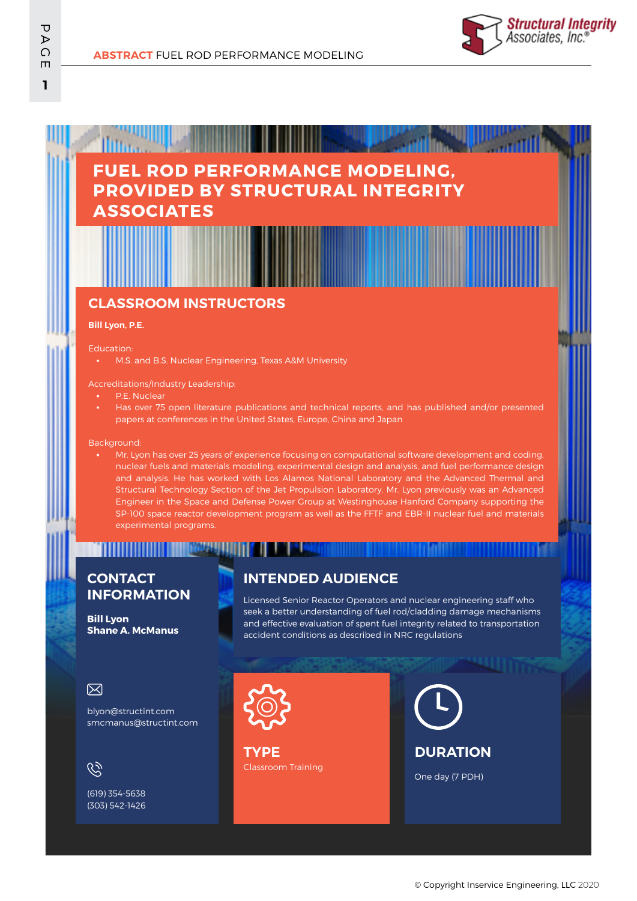# FUEL ROD PERFORMANCE MODELING, PROVIDED BY STRUCTURAL INTEGRITY ASSOCIATES

## CLASSROOM INSTRUCTORS

**Bill Lyon, P.E.**

Education:

- M.S. and B.S. Nuclear Engineering, Texas A&M University

Accreditations/Industry Leadership:

- P.E. Nuclear
- Has over 75 open literature publications and technical reports, and has published and/or presented papers at conferences in the United States, Europe, China and Japan

Background:

- Mr. Lyon has over 25 years of experience focusing on computational software development and coding, nuclear fuels and materials modeling, experimental design and analysis, and fuel performance design and analysis. He has worked with Los Alamos National Laboratory and the Advanced Thermal and Structural Technology Section of the Jet Propulsion Laboratory. Mr. Lyon previously was an Advanced Engineer in the Space and Defense Power Group at Westinghouse Hanford Company supporting the SP-100 space reactor development program as well as the FFTF and EBR-II nuclear fuel and materials experimental programs.

## CONTACT INFORMATION

**Bill Lyon**
**Shane A. McManus**

blyon@structint.com
smcmanus@structint.com

(619) 354-5638
(303) 542-1426

## INTENDED AUDIENCE

Licensed Senior Reactor Operators and nuclear engineering staff who seek a better understanding of fuel rod/cladding damage mechanisms and effective evaluation of spent fuel integrity related to transportation accident conditions as described in NRC regulations

## TYPE

Classroom Training

## DURATION

One day (7 PDH)

© Copyright Inservice Engineering, LLC 2020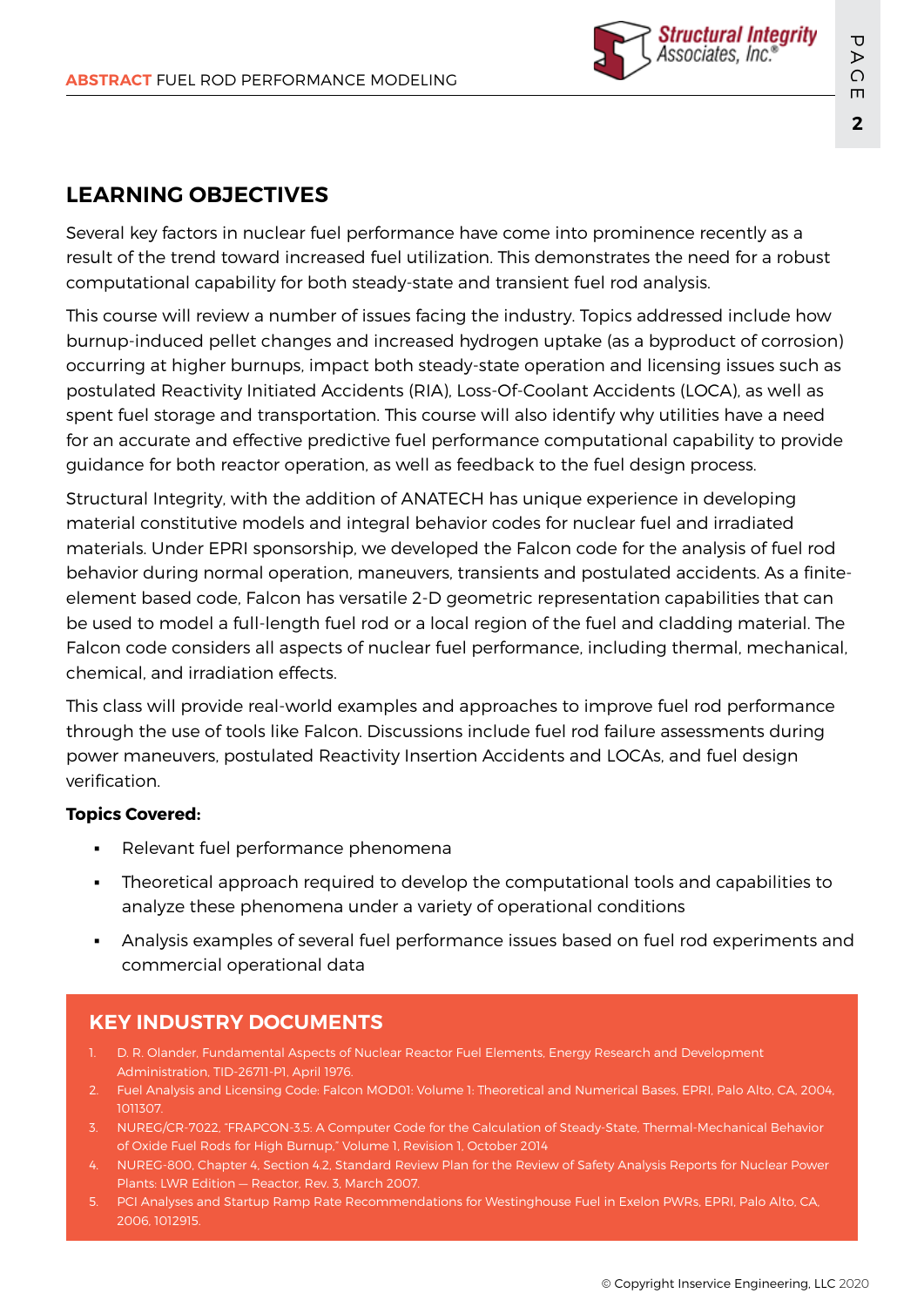## LEARNING OBJECTIVES

Several key factors in nuclear fuel performance have come into prominence recently as a result of the trend toward increased fuel utilization. This demonstrates the need for a robust computational capability for both steady-state and transient fuel rod analysis.

This course will review a number of issues facing the industry. Topics addressed include how burnup-induced pellet changes and increased hydrogen uptake (as a byproduct of corrosion) occurring at higher burnups, impact both steady-state operation and licensing issues such as postulated Reactivity Initiated Accidents (RIA), Loss-Of-Coolant Accidents (LOCA), as well as spent fuel storage and transportation. This course will also identify why utilities have a need for an accurate and effective predictive fuel performance computational capability to provide guidance for both reactor operation, as well as feedback to the fuel design process.

Structural Integrity, with the addition of ANATECH has unique experience in developing material constitutive models and integral behavior codes for nuclear fuel and irradiated materials. Under EPRI sponsorship, we developed the Falcon code for the analysis of fuel rod behavior during normal operation, maneuvers, transients and postulated accidents. As a finite-element based code, Falcon has versatile 2-D geometric representation capabilities that can be used to model a full-length fuel rod or a local region of the fuel and cladding material. The Falcon code considers all aspects of nuclear fuel performance, including thermal, mechanical, chemical, and irradiation effects.

This class will provide real-world examples and approaches to improve fuel rod performance through the use of tools like Falcon. Discussions include fuel rod failure assessments during power maneuvers, postulated Reactivity Insertion Accidents and LOCAs, and fuel design verification.

**Topics Covered:**

- Relevant fuel performance phenomena
- Theoretical approach required to develop the computational tools and capabilities to analyze these phenomena under a variety of operational conditions
- Analysis examples of several fuel performance issues based on fuel rod experiments and commercial operational data

## KEY INDUSTRY DOCUMENTS

1. D. R. Olander, Fundamental Aspects of Nuclear Reactor Fuel Elements, Energy Research and Development Administration, TID-26711-P1, April 1976.
2. Fuel Analysis and Licensing Code: Falcon MOD01: Volume 1: Theoretical and Numerical Bases, EPRI, Palo Alto, CA, 2004, 1011307.
3. NUREG/CR-7022, "FRAPCON-3.5: A Computer Code for the Calculation of Steady-State, Thermal-Mechanical Behavior of Oxide Fuel Rods for High Burnup," Volume 1, Revision 1, October 2014
4. NUREG-800, Chapter 4, Section 4.2, Standard Review Plan for the Review of Safety Analysis Reports for Nuclear Power Plants: LWR Edition — Reactor, Rev. 3, March 2007.
5. PCI Analyses and Startup Ramp Rate Recommendations for Westinghouse Fuel in Exelon PWRs, EPRI, Palo Alto, CA, 2006, 1012915.